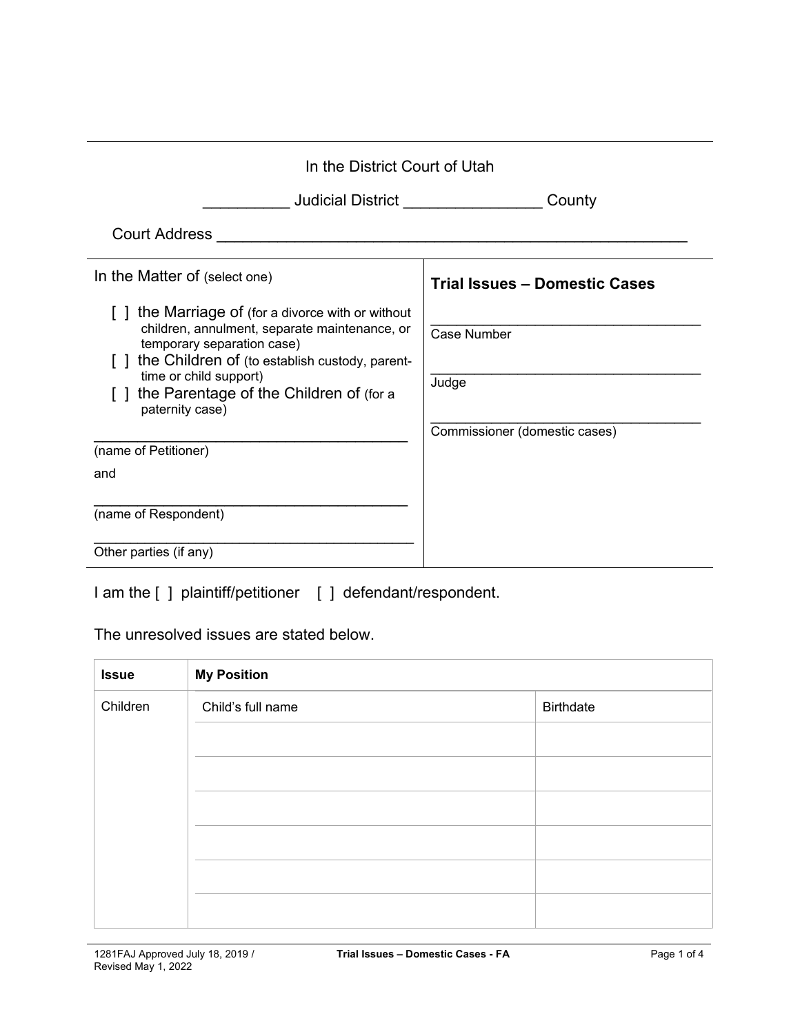In the District Court of Utah

__________ Judicial District ________________ County

Court Address _________________________________________________________

| In the Matter of (select one) | **Trial Issues – Domestic Cases** |
|---|---|
| [ ] the Marriage of (for a divorce with or without children, annulment, separate maintenance, or temporary separation case)<br>[ ] the Children of (to establish custody, parent-time or child support)<br>[ ] the Parentage of the Children of (for a paternity case) | ___________________________________<br>Case Number |
| ________________________________________<br>(name of Petitioner)<br>and<br>________________________________________<br>(name of Respondent)<br>________________________________________<br>Other parties (if any) | ___________________________________<br>Judge<br>___________________________________<br>Commissioner (domestic cases) |

I am the [ ] plaintiff/petitioner [ ] defendant/respondent.

The unresolved issues are stated below.

| Issue | My Position | |
|---|---|---|
| Children | Child's full name | Birthdate |
| | | |
| | | |
| | | |
| | | |
| | | |
| | | |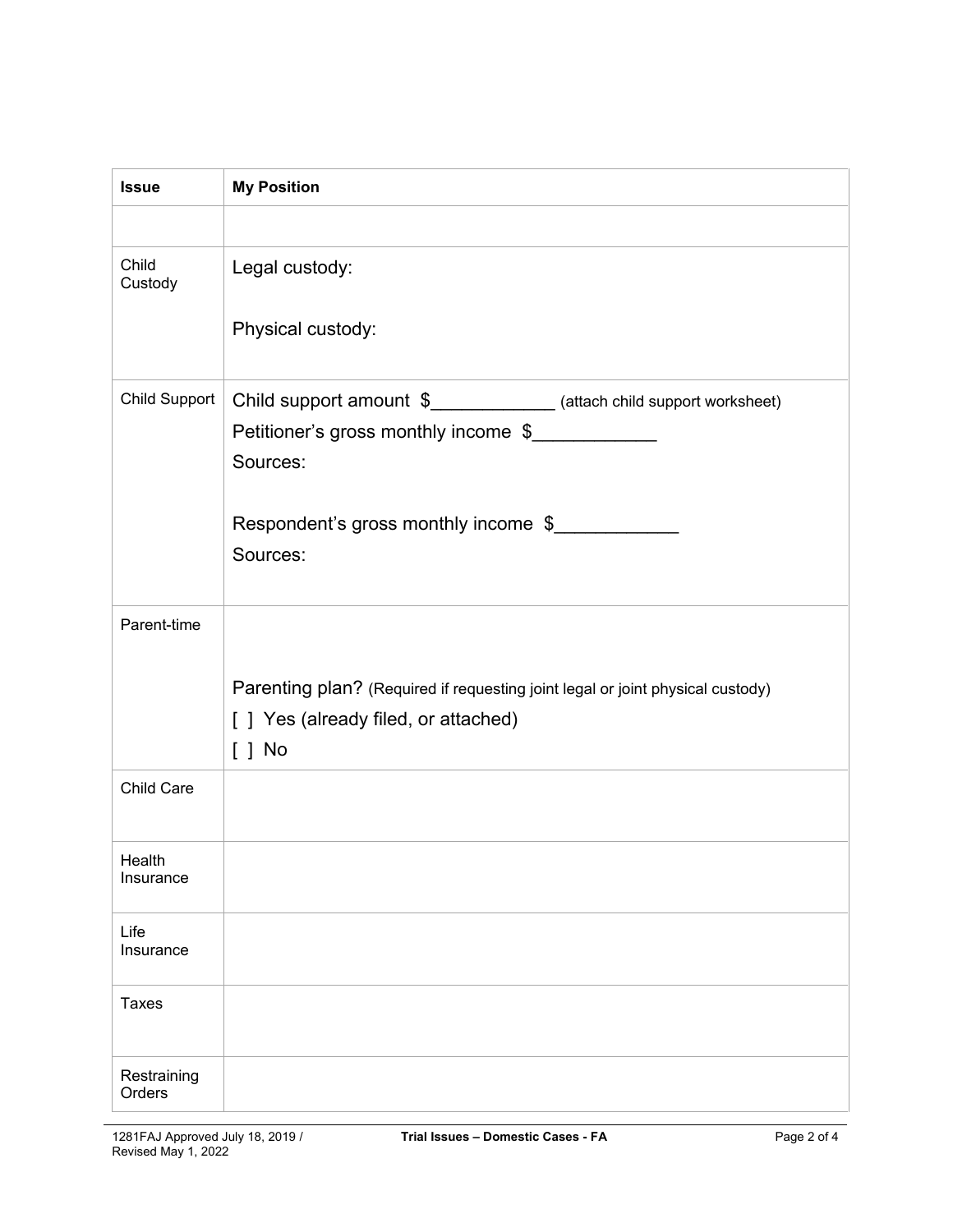| Issue | My Position |
| --- | --- |
| | |
| Child Custody | Legal custody:<br><br>Physical custody: |
| Child Support | Child support amount $____________ (attach child support worksheet)<br>Petitioner's gross monthly income $____________<br>Sources:<br><br>Respondent's gross monthly income $____________<br>Sources: |
| Parent-time | <br><br>Parenting plan? (Required if requesting joint legal or joint physical custody)<br>[ ] Yes (already filed, or attached)<br>[ ] No |
| Child Care | |
| Health Insurance | |
| Life Insurance | |
| Taxes | |
| Restraining Orders | |

1281FAJ Approved July 18, 2019 / Revised May 1, 2022 — Trial Issues – Domestic Cases - FA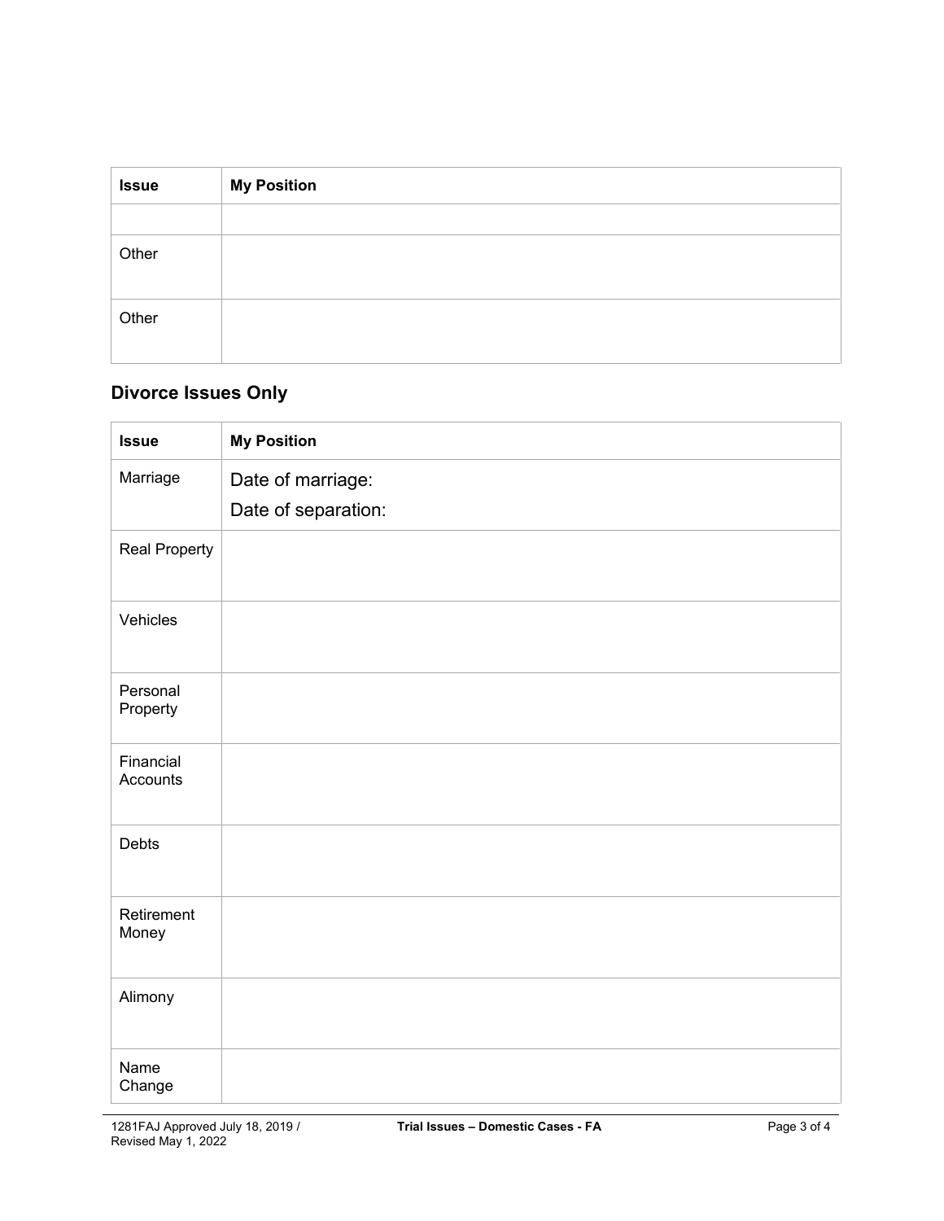| Issue | My Position |
|---|---|
| | |
| Other | |
| Other | |

## Divorce Issues Only

| Issue | My Position |
|---|---|
| Marriage | Date of marriage:<br>Date of separation: |
| Real Property | |
| Vehicles | |
| Personal Property | |
| Financial Accounts | |
| Debts | |
| Retirement Money | |
| Alimony | |
| Name Change | |

1281FAJ Approved July 18, 2019 / Revised May 1, 2022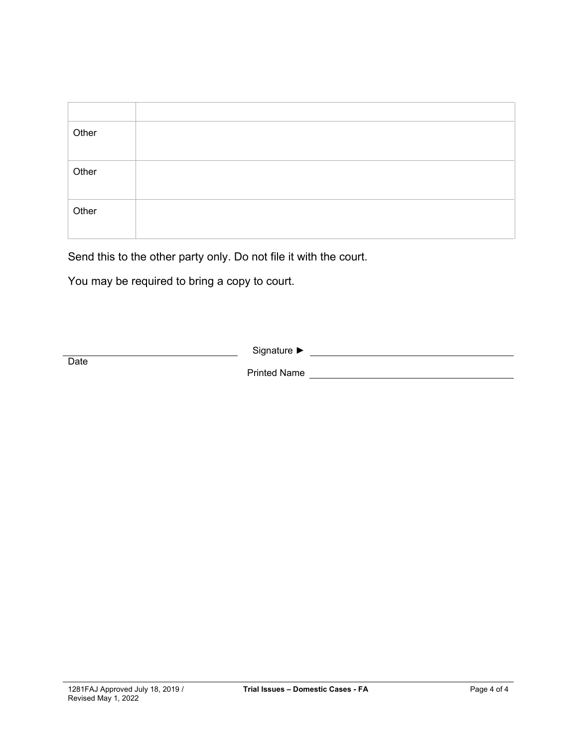| | |
|---|---|
| Other | |
| Other | |
| Other | |

Send this to the other party only. Do not file it with the court.

You may be required to bring a copy to court.

Date ______________________________

Signature ► ______________________________

Printed Name ______________________________